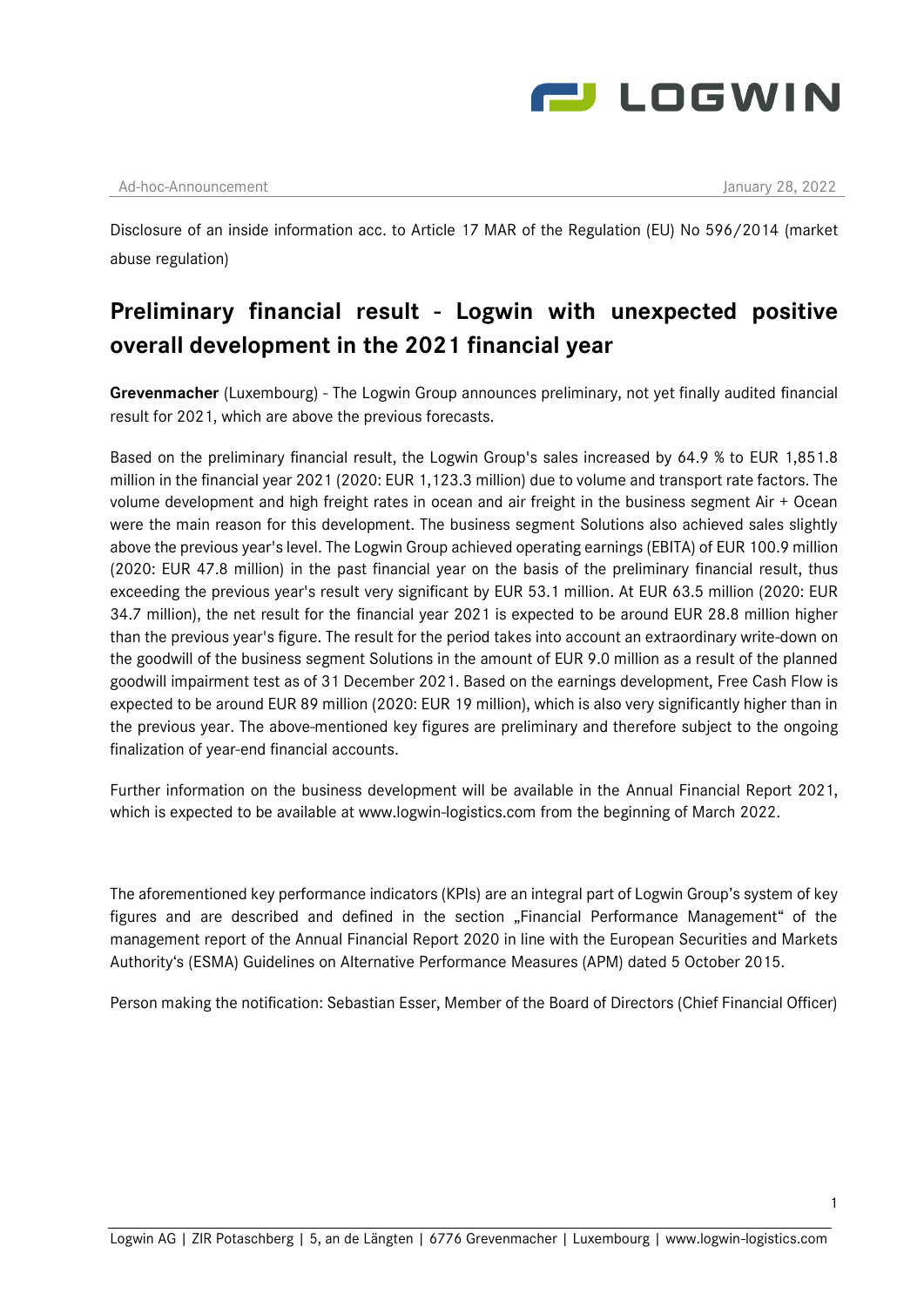Ad-hoc-Announcement January 28, 2022

Disclosure of an inside information acc. to Article 17 MAR of the Regulation (EU) No 596/2014 (market abuse regulation)

# Preliminary financial result - Logwin with unexpected positive overall development in the 2021 financial year

**Grevenmacher** (Luxembourg) - The Logwin Group announces preliminary, not yet finally audited financial result for 2021, which are above the previous forecasts.

Based on the preliminary financial result, the Logwin Group's sales increased by 64.9 % to EUR 1,851.8 million in the financial year 2021 (2020: EUR 1,123.3 million) due to volume and transport rate factors. The volume development and high freight rates in ocean and air freight in the business segment Air + Ocean were the main reason for this development. The business segment Solutions also achieved sales slightly above the previous year's level. The Logwin Group achieved operating earnings (EBITA) of EUR 100.9 million (2020: EUR 47.8 million) in the past financial year on the basis of the preliminary financial result, thus exceeding the previous year's result very significant by EUR 53.1 million. At EUR 63.5 million (2020: EUR 34.7 million), the net result for the financial year 2021 is expected to be around EUR 28.8 million higher than the previous year's figure. The result for the period takes into account an extraordinary write-down on the goodwill of the business segment Solutions in the amount of EUR 9.0 million as a result of the planned goodwill impairment test as of 31 December 2021. Based on the earnings development, Free Cash Flow is expected to be around EUR 89 million (2020: EUR 19 million), which is also very significantly higher than in the previous year. The above-mentioned key figures are preliminary and therefore subject to the ongoing finalization of year-end financial accounts.

Further information on the business development will be available in the Annual Financial Report 2021, which is expected to be available at www.logwin-logistics.com from the beginning of March 2022.

The aforementioned key performance indicators (KPIs) are an integral part of Logwin Group's system of key figures and are described and defined in the section „Financial Performance Management" of the management report of the Annual Financial Report 2020 in line with the European Securities and Markets Authority's (ESMA) Guidelines on Alternative Performance Measures (APM) dated 5 October 2015.

Person making the notification: Sebastian Esser, Member of the Board of Directors (Chief Financial Officer)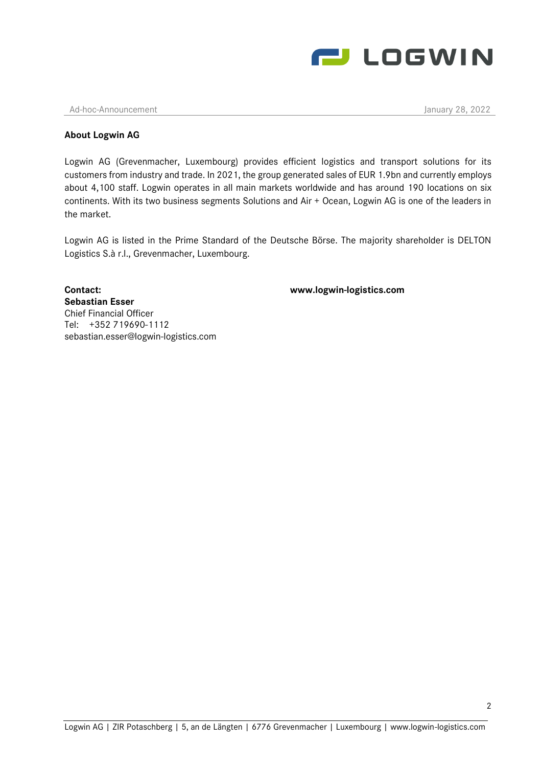**About Logwin AG**

Logwin AG (Grevenmacher, Luxembourg) provides efficient logistics and transport solutions for its customers from industry and trade. In 2021, the group generated sales of EUR 1.9bn and currently employs about 4,100 staff. Logwin operates in all main markets worldwide and has around 190 locations on six continents. With its two business segments Solutions and Air + Ocean, Logwin AG is one of the leaders in the market.

Logwin AG is listed in the Prime Standard of the Deutsche Börse. The majority shareholder is DELTON Logistics S.à r.l., Grevenmacher, Luxembourg.

**Contact:**
**Sebastian Esser**
Chief Financial Officer
Tel: +352 719690-1112
sebastian.esser@logwin-logistics.com

**www.logwin-logistics.com**